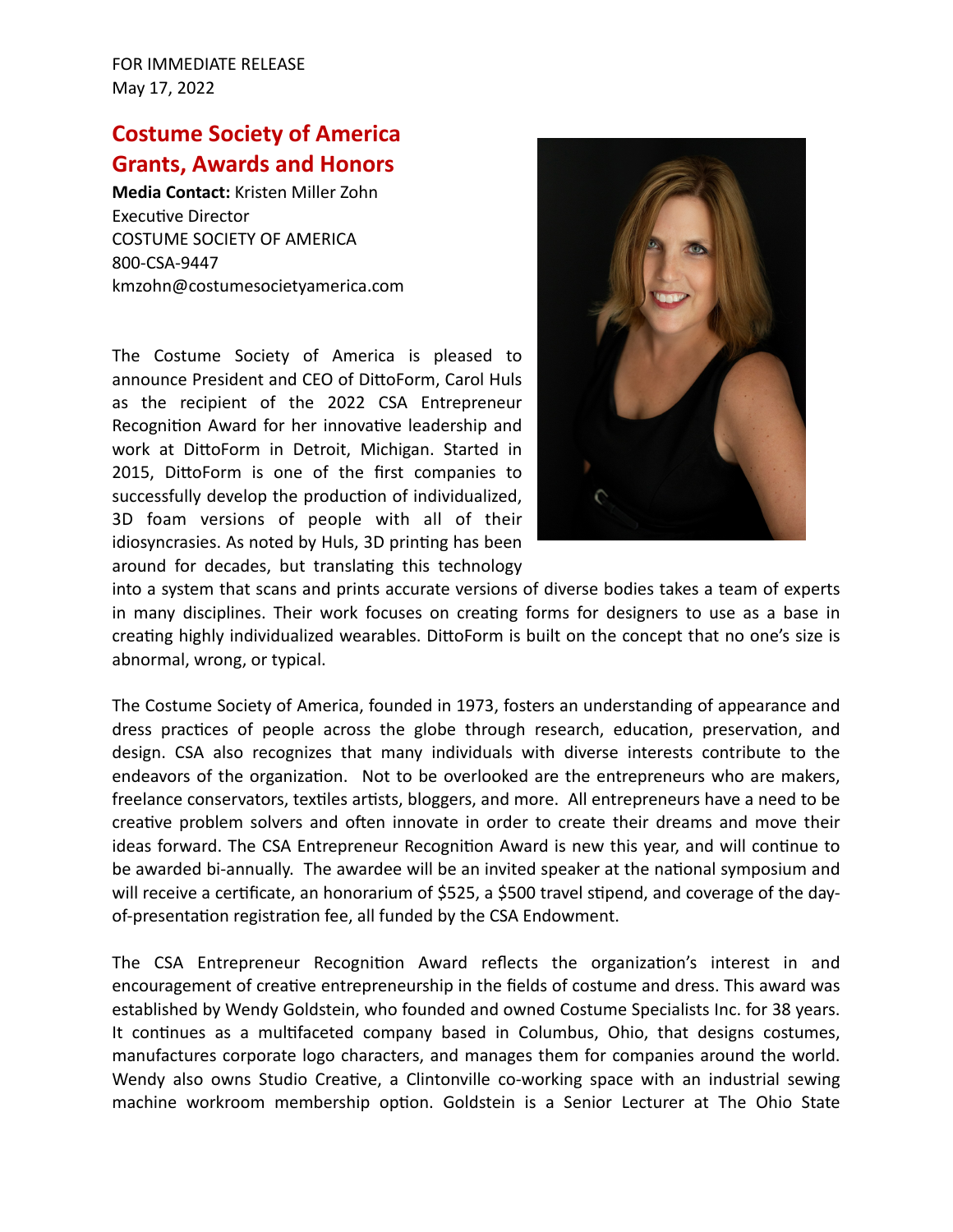FOR IMMEDIATE RELEASE
May 17, 2022

# Costume Society of America Grants, Awards and Honors

**Media Contact:** Kristen Miller Zohn
Executive Director
COSTUME SOCIETY OF AMERICA
800-CSA-9447
kmzohn@costumesocietyamerica.com

The Costume Society of America is pleased to announce President and CEO of DittoForm, Carol Huls as the recipient of the 2022 CSA Entrepreneur Recognition Award for her innovative leadership and work at DittoForm in Detroit, Michigan. Started in 2015, DittoForm is one of the first companies to successfully develop the production of individualized, 3D foam versions of people with all of their idiosyncrasies. As noted by Huls, 3D printing has been around for decades, but translating this technology into a system that scans and prints accurate versions of diverse bodies takes a team of experts in many disciplines. Their work focuses on creating forms for designers to use as a base in creating highly individualized wearables. DittoForm is built on the concept that no one's size is abnormal, wrong, or typical.

The Costume Society of America, founded in 1973, fosters an understanding of appearance and dress practices of people across the globe through research, education, preservation, and design. CSA also recognizes that many individuals with diverse interests contribute to the endeavors of the organization. Not to be overlooked are the entrepreneurs who are makers, freelance conservators, textiles artists, bloggers, and more. All entrepreneurs have a need to be creative problem solvers and often innovate in order to create their dreams and move their ideas forward. The CSA Entrepreneur Recognition Award is new this year, and will continue to be awarded bi-annually. The awardee will be an invited speaker at the national symposium and will receive a certificate, an honorarium of $525, a $500 travel stipend, and coverage of the day-of-presentation registration fee, all funded by the CSA Endowment.

The CSA Entrepreneur Recognition Award reflects the organization's interest in and encouragement of creative entrepreneurship in the fields of costume and dress. This award was established by Wendy Goldstein, who founded and owned Costume Specialists Inc. for 38 years. It continues as a multifaceted company based in Columbus, Ohio, that designs costumes, manufactures corporate logo characters, and manages them for companies around the world. Wendy also owns Studio Creative, a Clintonville co-working space with an industrial sewing machine workroom membership option. Goldstein is a Senior Lecturer at The Ohio State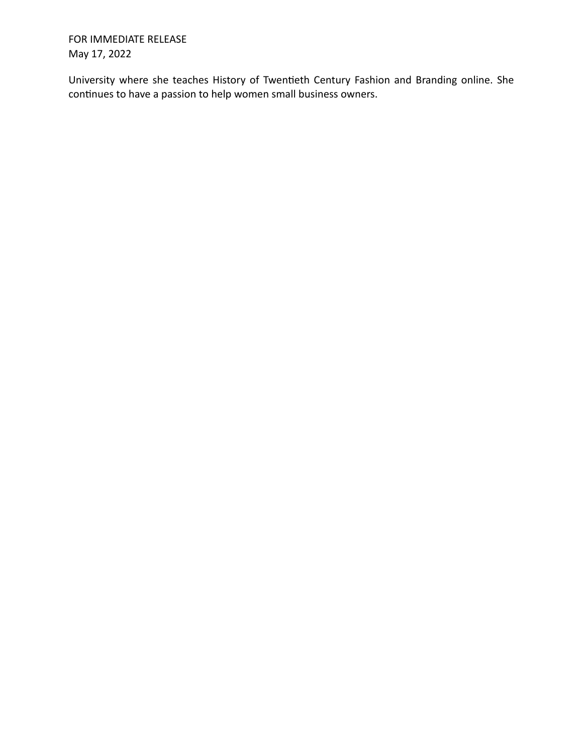University where she teaches History of Twentieth Century Fashion and Branding online. She continues to have a passion to help women small business owners.